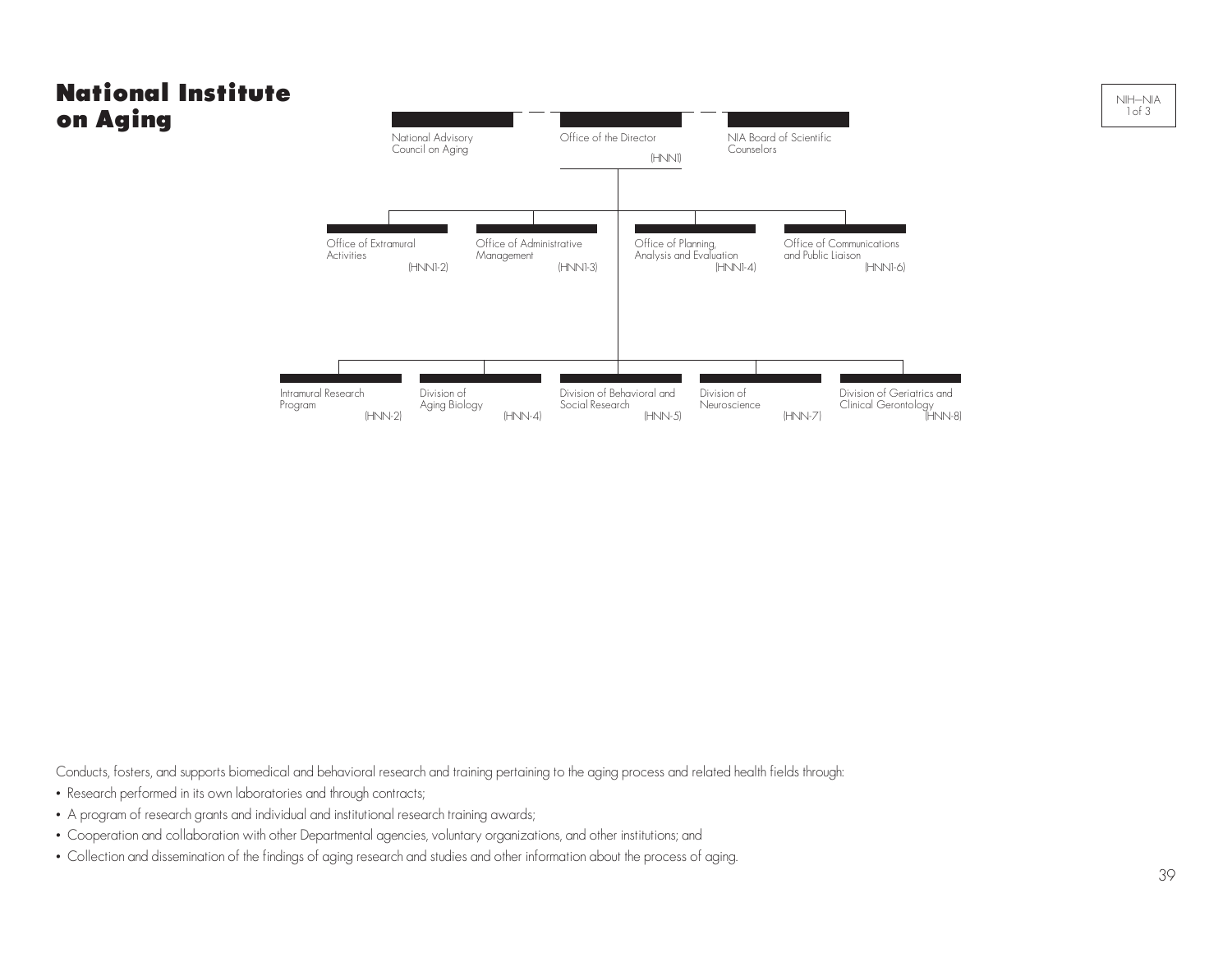# National Institute on Aging

National Advisory Council on Aging

Office of the Director (HNN1)

NIA Board of Scientific Counselors

- Office of Extramural Activities (HNN1-2)
- Office of Administrative Management (HNN1-3)
- Office of Planning, Analysis and Evaluation (HNN1-4)
- Office of Communications and Public Liaison (HNN1-6)

- Intramural Research Program (HNN-2)
- Division of Aging Biology (HNN-4)
- Division of Behavioral and Social Research (HNN-5)
- Division of Neuroscience (HNN-7)
- Division of Geriatrics and Clinical Gerontology (HNN-8)

Conducts, fosters, and supports biomedical and behavioral research and training pertaining to the aging process and related health fields through:

- Research performed in its own laboratories and through contracts;
- A program of research grants and individual and institutional research training awards;
- Cooperation and collaboration with other Departmental agencies, voluntary organizations, and other institutions; and
- Collection and dissemination of the findings of aging research and studies and other information about the process of aging.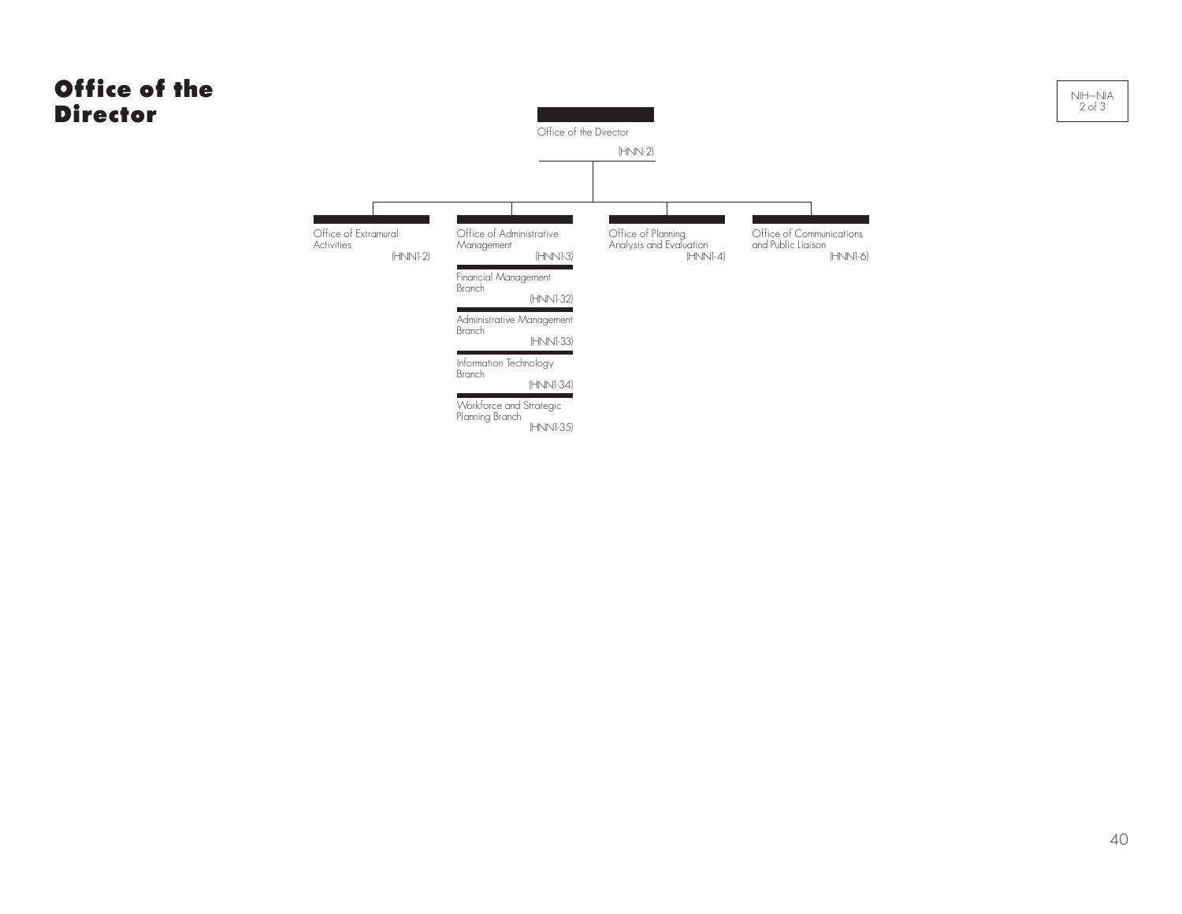# Office of the Director

- **Office of the Director** (HNN-2)
  - Office of Extramural Activities (HNN1-2)
  - Office of Administrative Management (HNN1-3)
    - Financial Management Branch (HNN1-32)
    - Administrative Management Branch (HNN1-33)
    - Information Technology Branch (HNN1-34)
    - Workforce and Strategic Planning Branch (HNN1-35)
  - Office of Planning, Analysis and Evaluation (HNN1-4)
  - Office of Communications and Public Liaison (HNN1-6)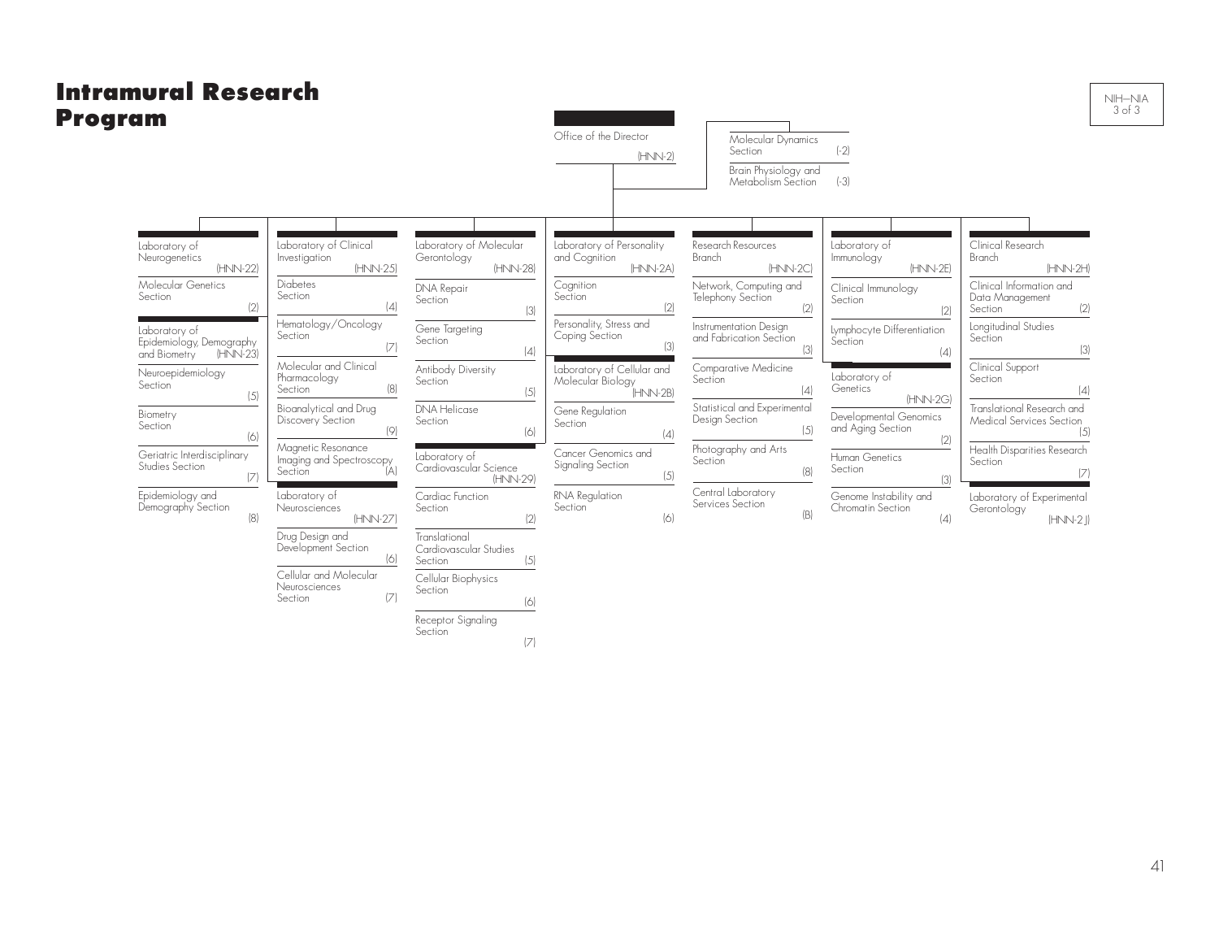# Intramural Research Program

NIH–NIA

**Office of the Director** (HNN-2)

- Molecular Dynamics Section (-2)
- Brain Physiology and Metabolism Section (-3)

**Laboratory of Neurogenetics** (HNN-22)

- Molecular Genetics Section (2)

**Laboratory of Epidemiology, Demography and Biometry** (HNN-23)

- Neuroepidemiology Section (5)
- Biometry Section (6)
- Geriatric Interdisciplinary Studies Section (7)
- Epidemiology and Demography Section (8)

**Laboratory of Clinical Investigation** (HNN-25)

- Diabetes Section (4)
- Hematology/Oncology Section (7)
- Molecular and Clinical Pharmacology Section (8)
- Bioanalytical and Drug Discovery Section (9)
- Magnetic Resonance Imaging and Spectroscopy Section (A)

**Laboratory of Neurosciences** (HNN-27)

- Drug Design and Development Section (6)
- Cellular and Molecular Neurosciences Section (7)

**Laboratory of Molecular Gerontology** (HNN-28)

- DNA Repair Section (3)
- Gene Targeting Section (4)
- Antibody Diversity Section (5)
- DNA Helicase Section (6)

**Laboratory of Cardiovascular Science** (HNN-29)

- Cardiac Function Section (2)
- Translational Cardiovascular Studies Section (5)
- Cellular Biophysics Section (6)
- Receptor Signaling Section (7)

**Laboratory of Personality and Cognition** (HNN-2A)

- Cognition Section (2)
- Personality, Stress and Coping Section (3)

**Laboratory of Cellular and Molecular Biology** (HNN-2B)

- Gene Regulation Section (4)
- Cancer Genomics and Signaling Section (5)
- RNA Regulation Section (6)

**Research Resources Branch** (HNN-2C)

- Network, Computing and Telephony Section (2)
- Instrumentation Design and Fabrication Section (3)
- Comparative Medicine Section (4)
- Statistical and Experimental Design Section (5)
- Photography and Arts Section (8)
- Central Laboratory Services Section (B)

**Laboratory of Immunology** (HNN-2E)

- Clinical Immunology Section (2)
- Lymphocyte Differentiation Section (4)

**Laboratory of Genetics** (HNN-2G)

- Developmental Genomics and Aging Section (2)
- Human Genetics Section (3)
- Genome Instability and Chromatin Section (4)

**Clinical Research Branch** (HNN-2H)

- Clinical Information and Data Management Section (2)
- Longitudinal Studies Section (3)
- Clinical Support Section (4)
- Translational Research and Medical Services Section (5)
- Health Disparities Research Section (7)

**Laboratory of Experimental Gerontology** (HNN-2J)